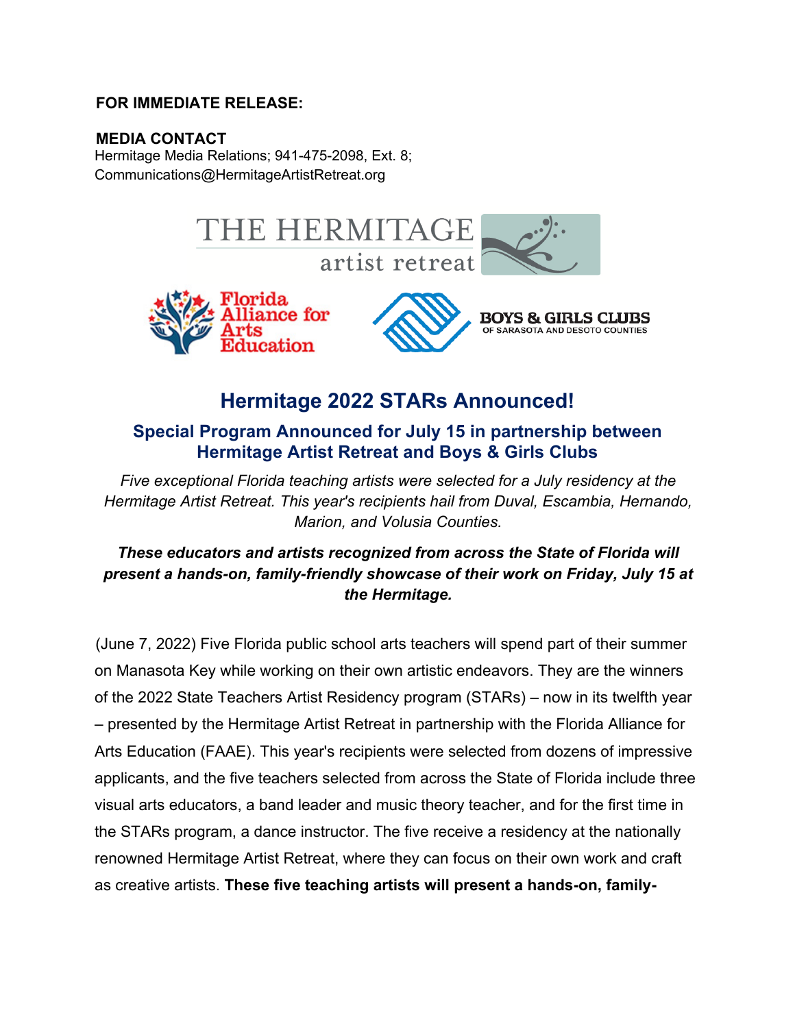**FOR IMMEDIATE RELEASE:**

**MEDIA CONTACT**
Hermitage Media Relations; 941-475-2098, Ext. 8;
Communications@HermitageArtistRetreat.org

# Hermitage 2022 STARs Announced!

## Special Program Announced for July 15 in partnership between Hermitage Artist Retreat and Boys & Girls Clubs

*Five exceptional Florida teaching artists were selected for a July residency at the Hermitage Artist Retreat. This year's recipients hail from Duval, Escambia, Hernando, Marion, and Volusia Counties.*

***These educators and artists recognized from across the State of Florida will present a hands-on, family-friendly showcase of their work on Friday, July 15 at the Hermitage.***

(June 7, 2022) Five Florida public school arts teachers will spend part of their summer on Manasota Key while working on their own artistic endeavors. They are the winners of the 2022 State Teachers Artist Residency program (STARs) – now in its twelfth year – presented by the Hermitage Artist Retreat in partnership with the Florida Alliance for Arts Education (FAAE). This year's recipients were selected from dozens of impressive applicants, and the five teachers selected from across the State of Florida include three visual arts educators, a band leader and music theory teacher, and for the first time in the STARs program, a dance instructor. The five receive a residency at the nationally renowned Hermitage Artist Retreat, where they can focus on their own work and craft as creative artists. **These five teaching artists will present a hands-on, family-**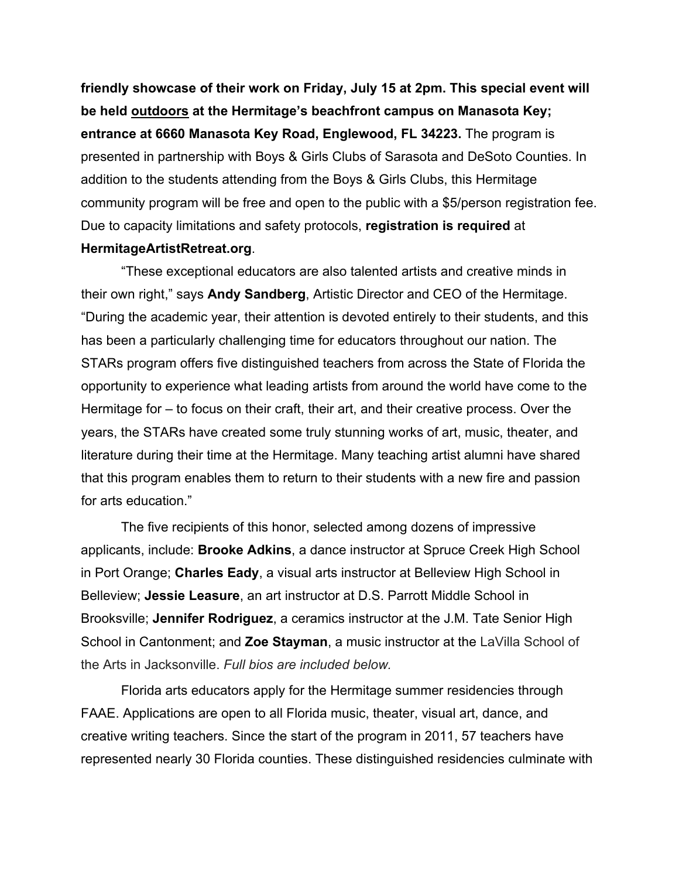**friendly showcase of their work on Friday, July 15 at 2pm. This special event will be held <u>outdoors</u> at the Hermitage's beachfront campus on Manasota Key; entrance at 6660 Manasota Key Road, Englewood, FL 34223.** The program is presented in partnership with Boys & Girls Clubs of Sarasota and DeSoto Counties. In addition to the students attending from the Boys & Girls Clubs, this Hermitage community program will be free and open to the public with a $5/person registration fee. Due to capacity limitations and safety protocols, **registration is required** at **HermitageArtistRetreat.org**.

"These exceptional educators are also talented artists and creative minds in their own right," says **Andy Sandberg**, Artistic Director and CEO of the Hermitage. "During the academic year, their attention is devoted entirely to their students, and this has been a particularly challenging time for educators throughout our nation. The STARs program offers five distinguished teachers from across the State of Florida the opportunity to experience what leading artists from around the world have come to the Hermitage for – to focus on their craft, their art, and their creative process. Over the years, the STARs have created some truly stunning works of art, music, theater, and literature during their time at the Hermitage. Many teaching artist alumni have shared that this program enables them to return to their students with a new fire and passion for arts education."

The five recipients of this honor, selected among dozens of impressive applicants, include: **Brooke Adkins**, a dance instructor at Spruce Creek High School in Port Orange; **Charles Eady**, a visual arts instructor at Belleview High School in Belleview; **Jessie Leasure**, an art instructor at D.S. Parrott Middle School in Brooksville; **Jennifer Rodriguez**, a ceramics instructor at the J.M. Tate Senior High School in Cantonment; and **Zoe Stayman**, a music instructor at the LaVilla School of the Arts in Jacksonville. *Full bios are included below.*

Florida arts educators apply for the Hermitage summer residencies through FAAE. Applications are open to all Florida music, theater, visual art, dance, and creative writing teachers. Since the start of the program in 2011, 57 teachers have represented nearly 30 Florida counties. These distinguished residencies culminate with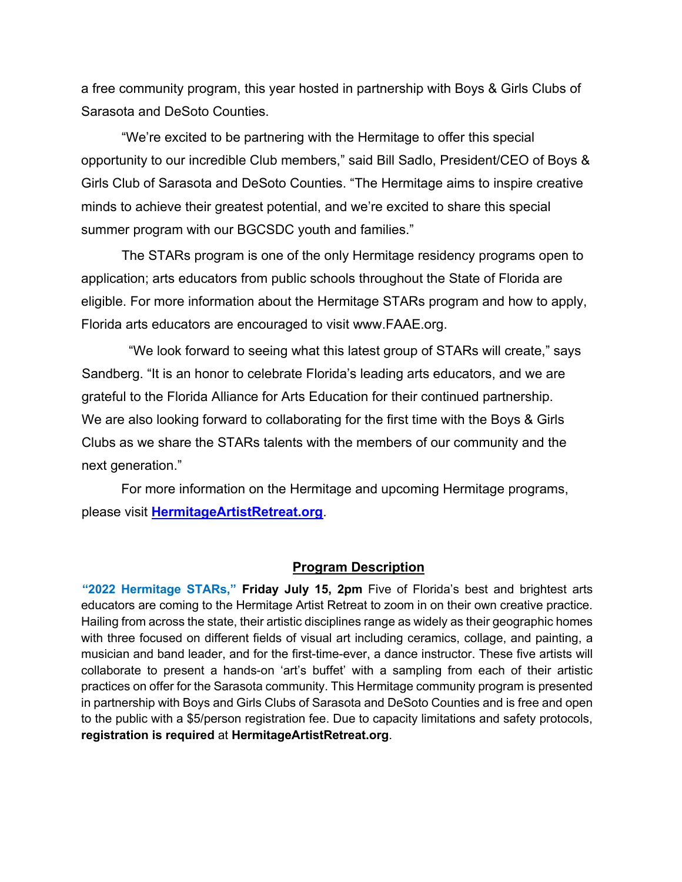a free community program, this year hosted in partnership with Boys & Girls Clubs of Sarasota and DeSoto Counties.

"We're excited to be partnering with the Hermitage to offer this special opportunity to our incredible Club members," said Bill Sadlo, President/CEO of Boys & Girls Club of Sarasota and DeSoto Counties. "The Hermitage aims to inspire creative minds to achieve their greatest potential, and we're excited to share this special summer program with our BGCSDC youth and families."

The STARs program is one of the only Hermitage residency programs open to application; arts educators from public schools throughout the State of Florida are eligible. For more information about the Hermitage STARs program and how to apply, Florida arts educators are encouraged to visit www.FAAE.org.

"We look forward to seeing what this latest group of STARs will create," says Sandberg. "It is an honor to celebrate Florida's leading arts educators, and we are grateful to the Florida Alliance for Arts Education for their continued partnership. We are also looking forward to collaborating for the first time with the Boys & Girls Clubs as we share the STARs talents with the members of our community and the next generation."

For more information on the Hermitage and upcoming Hermitage programs, please visit **HermitageArtistRetreat.org**.

## Program Description

**"2022 Hermitage STARs," Friday July 15, 2pm** Five of Florida's best and brightest arts educators are coming to the Hermitage Artist Retreat to zoom in on their own creative practice. Hailing from across the state, their artistic disciplines range as widely as their geographic homes with three focused on different fields of visual art including ceramics, collage, and painting, a musician and band leader, and for the first-time-ever, a dance instructor. These five artists will collaborate to present a hands-on 'art's buffet' with a sampling from each of their artistic practices on offer for the Sarasota community. This Hermitage community program is presented in partnership with Boys and Girls Clubs of Sarasota and DeSoto Counties and is free and open to the public with a $5/person registration fee. Due to capacity limitations and safety protocols, **registration is required** at **HermitageArtistRetreat.org**.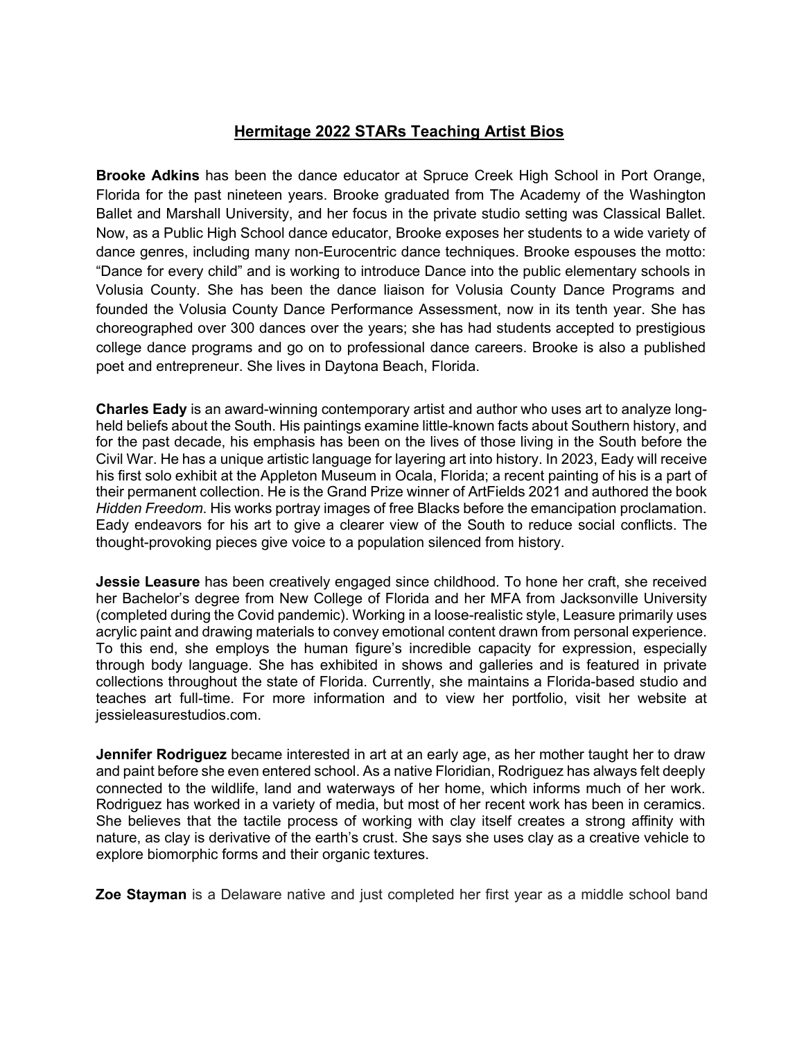## Hermitage 2022 STARs Teaching Artist Bios

**Brooke Adkins** has been the dance educator at Spruce Creek High School in Port Orange, Florida for the past nineteen years. Brooke graduated from The Academy of the Washington Ballet and Marshall University, and her focus in the private studio setting was Classical Ballet. Now, as a Public High School dance educator, Brooke exposes her students to a wide variety of dance genres, including many non-Eurocentric dance techniques. Brooke espouses the motto: "Dance for every child" and is working to introduce Dance into the public elementary schools in Volusia County. She has been the dance liaison for Volusia County Dance Programs and founded the Volusia County Dance Performance Assessment, now in its tenth year. She has choreographed over 300 dances over the years; she has had students accepted to prestigious college dance programs and go on to professional dance careers. Brooke is also a published poet and entrepreneur. She lives in Daytona Beach, Florida.

**Charles Eady** is an award-winning contemporary artist and author who uses art to analyze long-held beliefs about the South. His paintings examine little-known facts about Southern history, and for the past decade, his emphasis has been on the lives of those living in the South before the Civil War. He has a unique artistic language for layering art into history. In 2023, Eady will receive his first solo exhibit at the Appleton Museum in Ocala, Florida; a recent painting of his is a part of their permanent collection. He is the Grand Prize winner of ArtFields 2021 and authored the book *Hidden Freedom*. His works portray images of free Blacks before the emancipation proclamation. Eady endeavors for his art to give a clearer view of the South to reduce social conflicts. The thought-provoking pieces give voice to a population silenced from history.

**Jessie Leasure** has been creatively engaged since childhood. To hone her craft, she received her Bachelor's degree from New College of Florida and her MFA from Jacksonville University (completed during the Covid pandemic). Working in a loose-realistic style, Leasure primarily uses acrylic paint and drawing materials to convey emotional content drawn from personal experience. To this end, she employs the human figure's incredible capacity for expression, especially through body language. She has exhibited in shows and galleries and is featured in private collections throughout the state of Florida. Currently, she maintains a Florida-based studio and teaches art full-time. For more information and to view her portfolio, visit her website at jessieleasurestudios.com.

**Jennifer Rodriguez** became interested in art at an early age, as her mother taught her to draw and paint before she even entered school. As a native Floridian, Rodriguez has always felt deeply connected to the wildlife, land and waterways of her home, which informs much of her work. Rodriguez has worked in a variety of media, but most of her recent work has been in ceramics. She believes that the tactile process of working with clay itself creates a strong affinity with nature, as clay is derivative of the earth's crust. She says she uses clay as a creative vehicle to explore biomorphic forms and their organic textures.

**Zoe Stayman** is a Delaware native and just completed her first year as a middle school band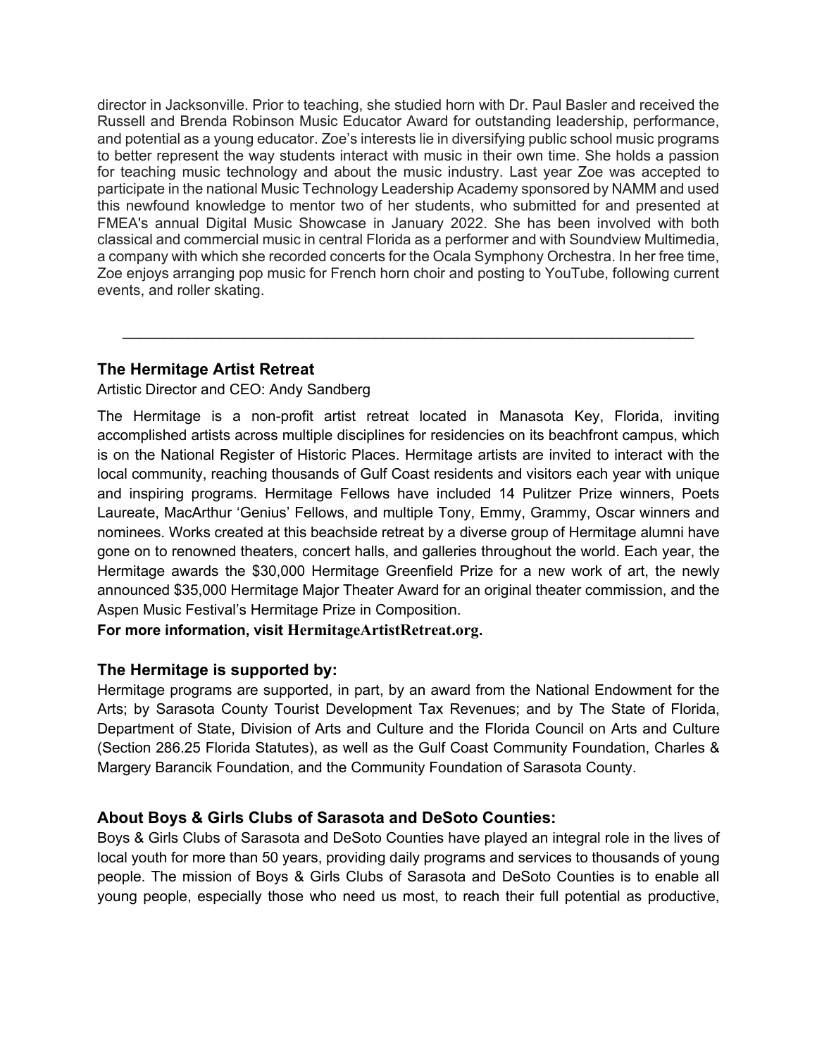director in Jacksonville. Prior to teaching, she studied horn with Dr. Paul Basler and received the Russell and Brenda Robinson Music Educator Award for outstanding leadership, performance, and potential as a young educator. Zoe's interests lie in diversifying public school music programs to better represent the way students interact with music in their own time. She holds a passion for teaching music technology and about the music industry. Last year Zoe was accepted to participate in the national Music Technology Leadership Academy sponsored by NAMM and used this newfound knowledge to mentor two of her students, who submitted for and presented at FMEA's annual Digital Music Showcase in January 2022. She has been involved with both classical and commercial music in central Florida as a performer and with Soundview Multimedia, a company with which she recorded concerts for the Ocala Symphony Orchestra. In her free time, Zoe enjoys arranging pop music for French horn choir and posting to YouTube, following current events, and roller skating.

---

### The Hermitage Artist Retreat

Artistic Director and CEO: Andy Sandberg

The Hermitage is a non-profit artist retreat located in Manasota Key, Florida, inviting accomplished artists across multiple disciplines for residencies on its beachfront campus, which is on the National Register of Historic Places. Hermitage artists are invited to interact with the local community, reaching thousands of Gulf Coast residents and visitors each year with unique and inspiring programs. Hermitage Fellows have included 14 Pulitzer Prize winners, Poets Laureate, MacArthur 'Genius' Fellows, and multiple Tony, Emmy, Grammy, Oscar winners and nominees. Works created at this beachside retreat by a diverse group of Hermitage alumni have gone on to renowned theaters, concert halls, and galleries throughout the world. Each year, the Hermitage awards the $30,000 Hermitage Greenfield Prize for a new work of art, the newly announced $35,000 Hermitage Major Theater Award for an original theater commission, and the Aspen Music Festival's Hermitage Prize in Composition.

**For more information, visit HermitageArtistRetreat.org.**

### The Hermitage is supported by:

Hermitage programs are supported, in part, by an award from the National Endowment for the Arts; by Sarasota County Tourist Development Tax Revenues; and by The State of Florida, Department of State, Division of Arts and Culture and the Florida Council on Arts and Culture (Section 286.25 Florida Statutes), as well as the Gulf Coast Community Foundation, Charles & Margery Barancik Foundation, and the Community Foundation of Sarasota County.

### About Boys & Girls Clubs of Sarasota and DeSoto Counties:

Boys & Girls Clubs of Sarasota and DeSoto Counties have played an integral role in the lives of local youth for more than 50 years, providing daily programs and services to thousands of young people. The mission of Boys & Girls Clubs of Sarasota and DeSoto Counties is to enable all young people, especially those who need us most, to reach their full potential as productive,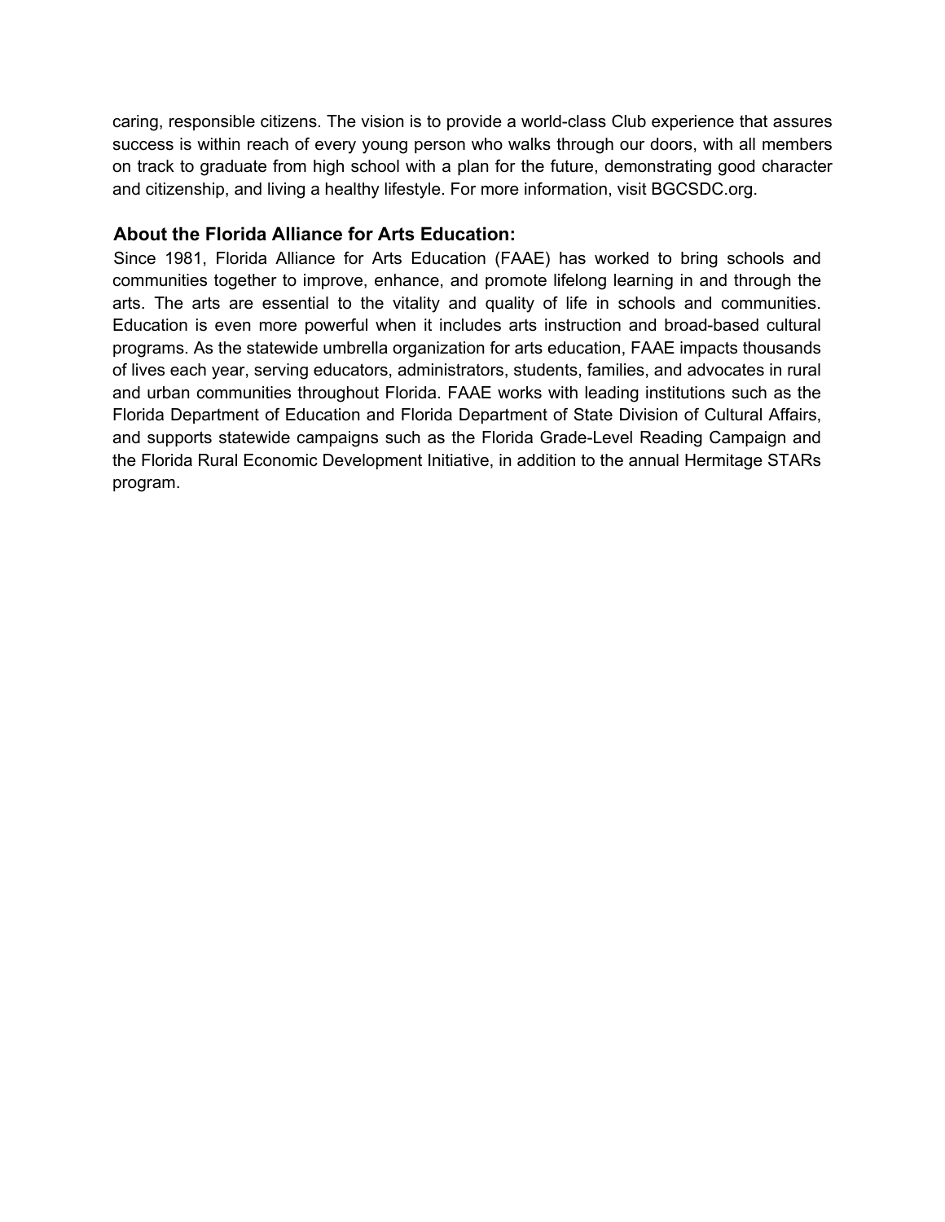caring, responsible citizens. The vision is to provide a world-class Club experience that assures success is within reach of every young person who walks through our doors, with all members on track to graduate from high school with a plan for the future, demonstrating good character and citizenship, and living a healthy lifestyle. For more information, visit BGCSDC.org.

### About the Florida Alliance for Arts Education:

Since 1981, Florida Alliance for Arts Education (FAAE) has worked to bring schools and communities together to improve, enhance, and promote lifelong learning in and through the arts. The arts are essential to the vitality and quality of life in schools and communities. Education is even more powerful when it includes arts instruction and broad-based cultural programs. As the statewide umbrella organization for arts education, FAAE impacts thousands of lives each year, serving educators, administrators, students, families, and advocates in rural and urban communities throughout Florida. FAAE works with leading institutions such as the Florida Department of Education and Florida Department of State Division of Cultural Affairs, and supports statewide campaigns such as the Florida Grade-Level Reading Campaign and the Florida Rural Economic Development Initiative, in addition to the annual Hermitage STARs program.